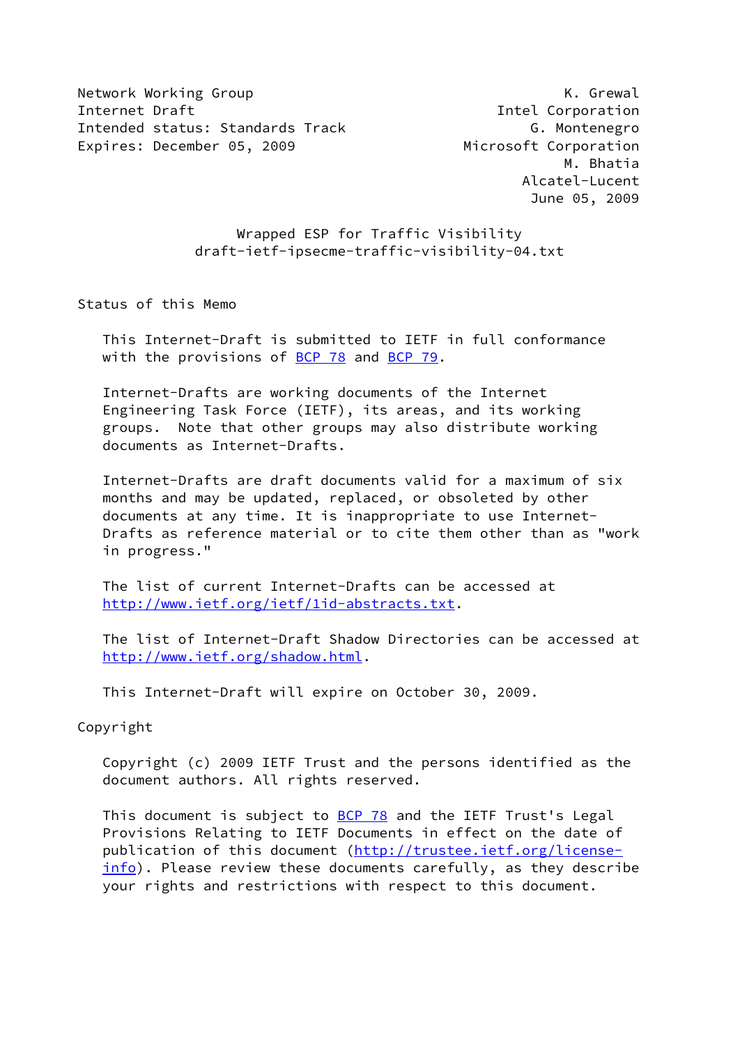Network Working Group K. Grewal
Internet Draft Intel Corporation
Intended status: Standards Track G. Montenegro
Expires: December 05, 2009 Microsoft Corporation
M. Bhatia
Alcatel-Lucent
June 05, 2009

# Wrapped ESP for Traffic Visibility
## draft-ietf-ipsecme-traffic-visibility-04.txt

## Status of this Memo

This Internet-Draft is submitted to IETF in full conformance with the provisions of BCP 78 and BCP 79.

Internet-Drafts are working documents of the Internet Engineering Task Force (IETF), its areas, and its working groups. Note that other groups may also distribute working documents as Internet-Drafts.

Internet-Drafts are draft documents valid for a maximum of six months and may be updated, replaced, or obsoleted by other documents at any time. It is inappropriate to use Internet-Drafts as reference material or to cite them other than as "work in progress."

The list of current Internet-Drafts can be accessed at http://www.ietf.org/ietf/1id-abstracts.txt.

The list of Internet-Draft Shadow Directories can be accessed at http://www.ietf.org/shadow.html.

This Internet-Draft will expire on October 30, 2009.

## Copyright

Copyright (c) 2009 IETF Trust and the persons identified as the document authors. All rights reserved.

This document is subject to BCP 78 and the IETF Trust's Legal Provisions Relating to IETF Documents in effect on the date of publication of this document (http://trustee.ietf.org/license-info). Please review these documents carefully, as they describe your rights and restrictions with respect to this document.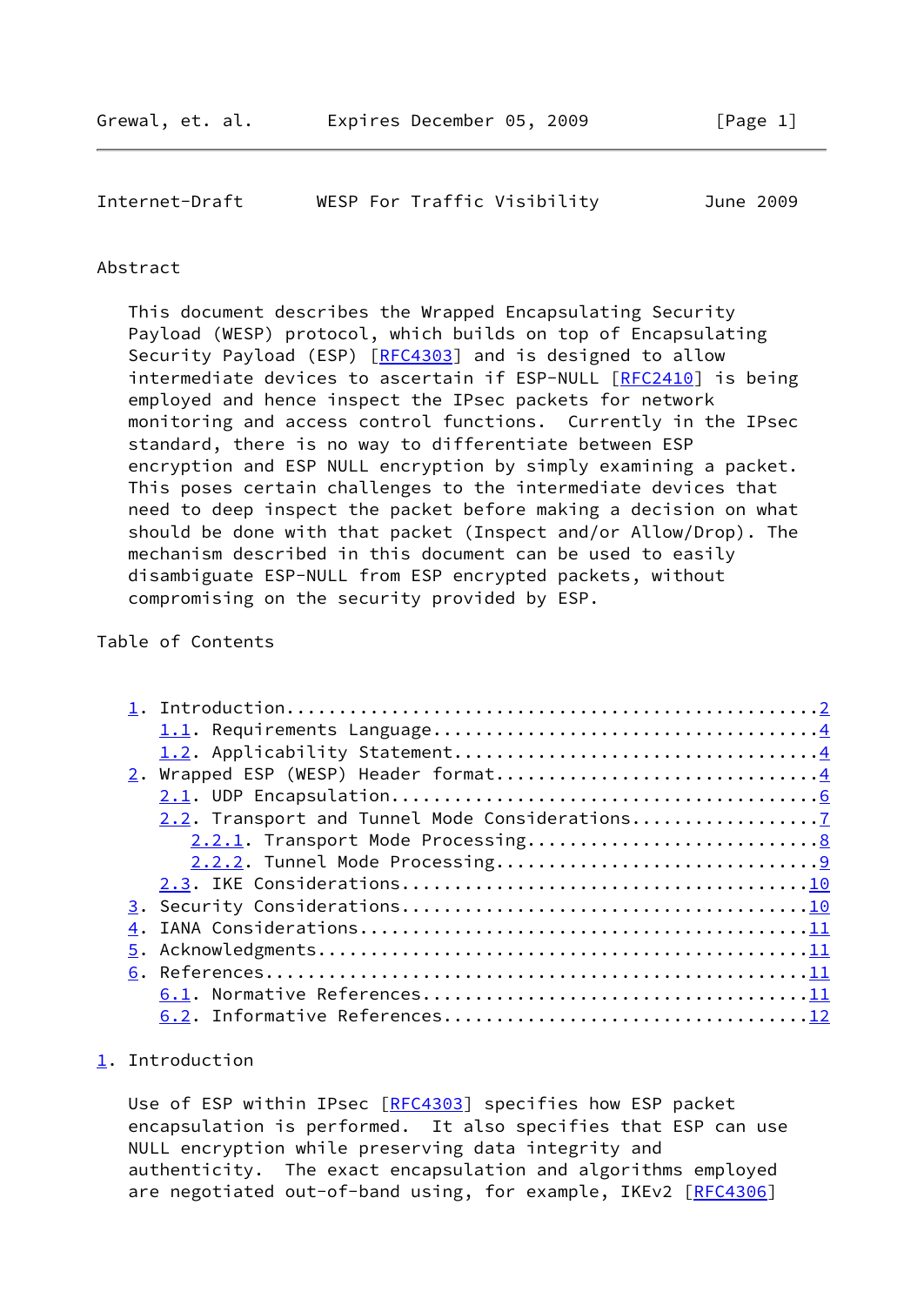Abstract

This document describes the Wrapped Encapsulating Security Payload (WESP) protocol, which builds on top of Encapsulating Security Payload (ESP) [RFC4303] and is designed to allow intermediate devices to ascertain if ESP-NULL [RFC2410] is being employed and hence inspect the IPsec packets for network monitoring and access control functions. Currently in the IPsec standard, there is no way to differentiate between ESP encryption and ESP NULL encryption by simply examining a packet. This poses certain challenges to the intermediate devices that need to deep inspect the packet before making a decision on what should be done with that packet (Inspect and/or Allow/Drop). The mechanism described in this document can be used to easily disambiguate ESP-NULL from ESP encrypted packets, without compromising on the security provided by ESP.

Table of Contents

```
   1. Introduction.................................................2
      1.1. Requirements Language...................................4
      1.2. Applicability Statement.................................4
   2. Wrapped ESP (WESP) Header format.............................4
      2.1. UDP Encapsulation.......................................6
      2.2. Transport and Tunnel Mode Considerations................7
         2.2.1. Transport Mode Processing..........................8
         2.2.2. Tunnel Mode Processing.............................9
      2.3. IKE Considerations.....................................10
   3. Security Considerations.....................................10
   4. IANA Considerations.........................................11
   5. Acknowledgments.............................................11
   6. References..................................................11
      6.1. Normative References...................................11
      6.2. Informative References.................................12
```

# 1. Introduction

Use of ESP within IPsec [RFC4303] specifies how ESP packet encapsulation is performed. It also specifies that ESP can use NULL encryption while preserving data integrity and authenticity. The exact encapsulation and algorithms employed are negotiated out-of-band using, for example, IKEv2 [RFC4306]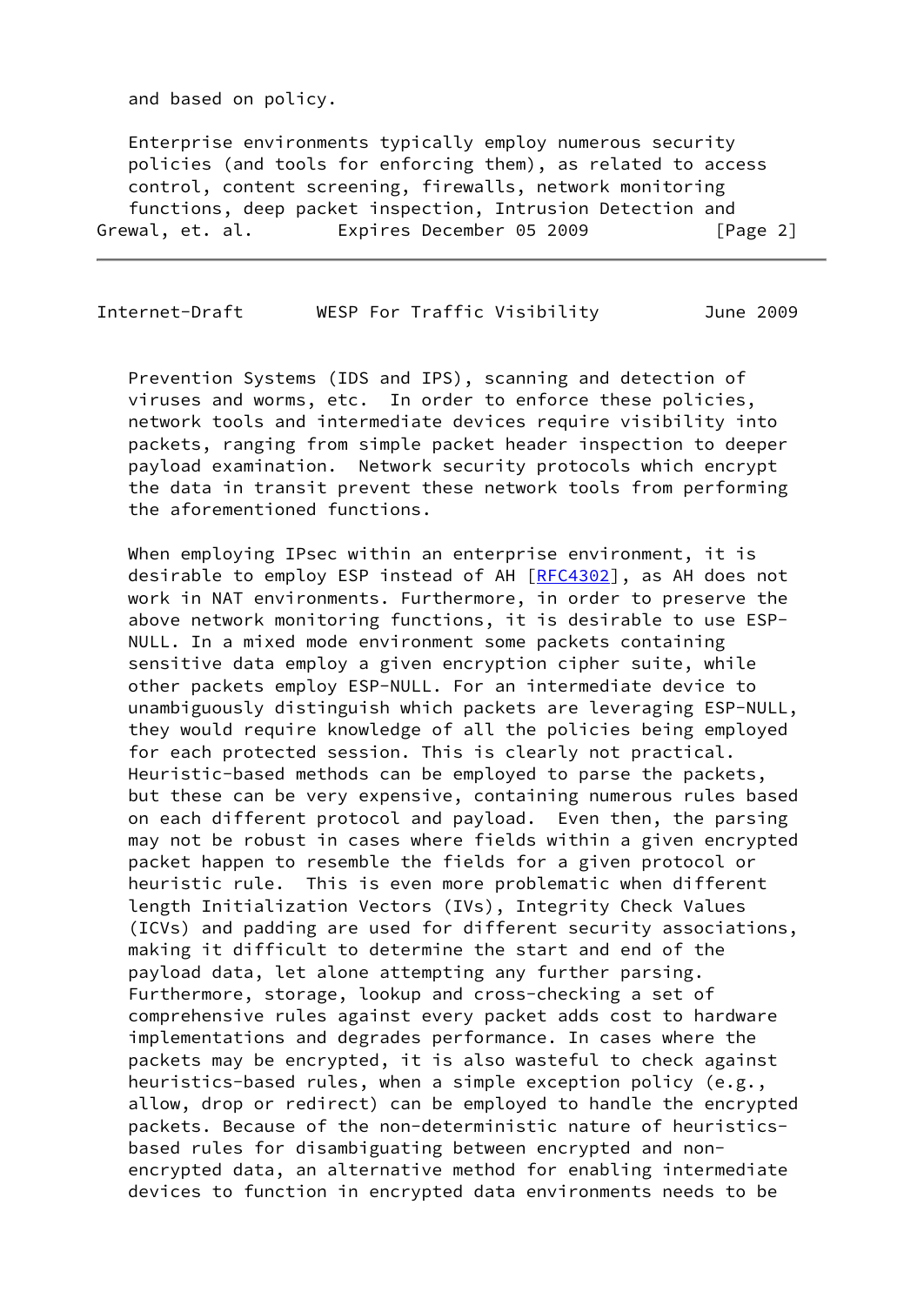and based on policy.

Enterprise environments typically employ numerous security policies (and tools for enforcing them), as related to access control, content screening, firewalls, network monitoring functions, deep packet inspection, Intrusion Detection and Prevention Systems (IDS and IPS), scanning and detection of viruses and worms, etc. In order to enforce these policies, network tools and intermediate devices require visibility into packets, ranging from simple packet header inspection to deeper payload examination. Network security protocols which encrypt the data in transit prevent these network tools from performing the aforementioned functions.

When employing IPsec within an enterprise environment, it is desirable to employ ESP instead of AH [RFC4302], as AH does not work in NAT environments. Furthermore, in order to preserve the above network monitoring functions, it is desirable to use ESP-NULL. In a mixed mode environment some packets containing sensitive data employ a given encryption cipher suite, while other packets employ ESP-NULL. For an intermediate device to unambiguously distinguish which packets are leveraging ESP-NULL, they would require knowledge of all the policies being employed for each protected session. This is clearly not practical. Heuristic-based methods can be employed to parse the packets, but these can be very expensive, containing numerous rules based on each different protocol and payload. Even then, the parsing may not be robust in cases where fields within a given encrypted packet happen to resemble the fields for a given protocol or heuristic rule. This is even more problematic when different length Initialization Vectors (IVs), Integrity Check Values (ICVs) and padding are used for different security associations, making it difficult to determine the start and end of the payload data, let alone attempting any further parsing. Furthermore, storage, lookup and cross-checking a set of comprehensive rules against every packet adds cost to hardware implementations and degrades performance. In cases where the packets may be encrypted, it is also wasteful to check against heuristics-based rules, when a simple exception policy (e.g., allow, drop or redirect) can be employed to handle the encrypted packets. Because of the non-deterministic nature of heuristics-based rules for disambiguating between encrypted and non-encrypted data, an alternative method for enabling intermediate devices to function in encrypted data environments needs to be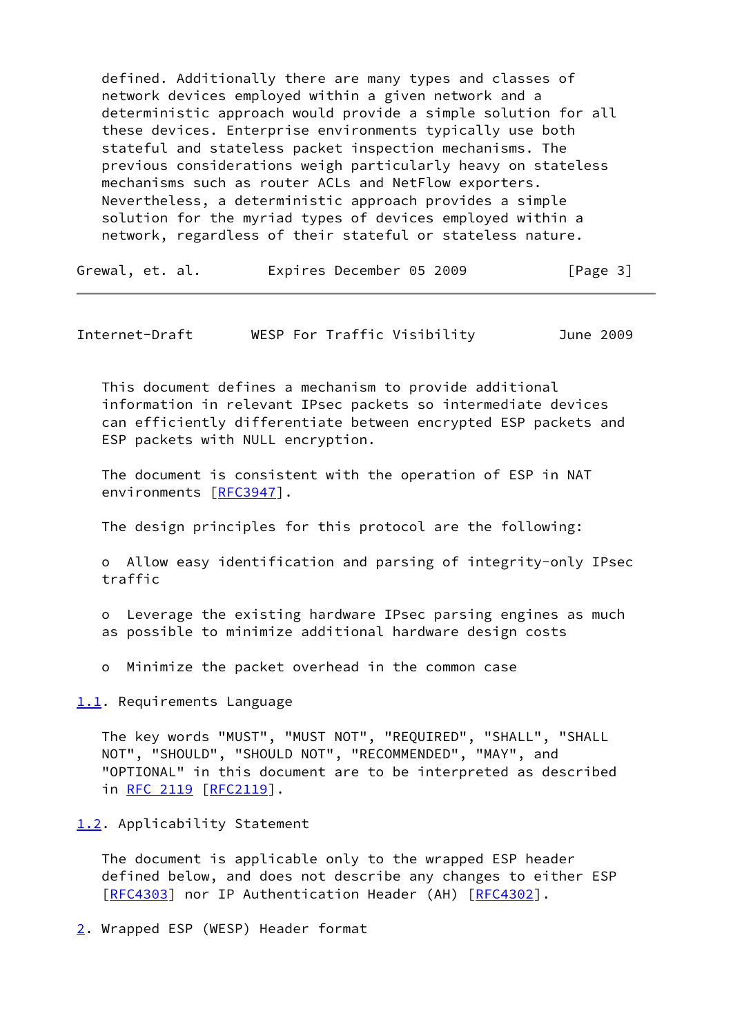defined. Additionally there are many types and classes of network devices employed within a given network and a deterministic approach would provide a simple solution for all these devices. Enterprise environments typically use both stateful and stateless packet inspection mechanisms. The previous considerations weigh particularly heavy on stateless mechanisms such as router ACLs and NetFlow exporters. Nevertheless, a deterministic approach provides a simple solution for the myriad types of devices employed within a network, regardless of their stateful or stateless nature.

This document defines a mechanism to provide additional information in relevant IPsec packets so intermediate devices can efficiently differentiate between encrypted ESP packets and ESP packets with NULL encryption.

The document is consistent with the operation of ESP in NAT environments [RFC3947].

The design principles for this protocol are the following:

- Allow easy identification and parsing of integrity-only IPsec traffic
- Leverage the existing hardware IPsec parsing engines as much as possible to minimize additional hardware design costs
- Minimize the packet overhead in the common case

## 1.1. Requirements Language

The key words "MUST", "MUST NOT", "REQUIRED", "SHALL", "SHALL NOT", "SHOULD", "SHOULD NOT", "RECOMMENDED", "MAY", and "OPTIONAL" in this document are to be interpreted as described in RFC 2119 [RFC2119].

## 1.2. Applicability Statement

The document is applicable only to the wrapped ESP header defined below, and does not describe any changes to either ESP [RFC4303] nor IP Authentication Header (AH) [RFC4302].

# 2. Wrapped ESP (WESP) Header format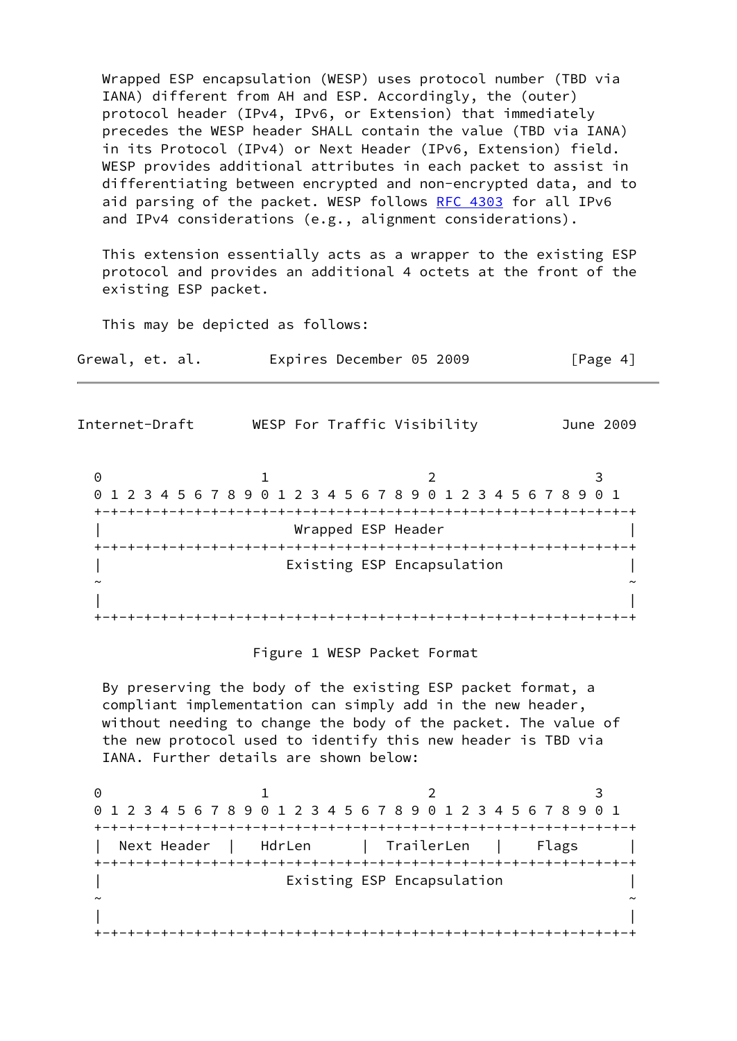Wrapped ESP encapsulation (WESP) uses protocol number (TBD via IANA) different from AH and ESP. Accordingly, the (outer) protocol header (IPv4, IPv6, or Extension) that immediately precedes the WESP header SHALL contain the value (TBD via IANA) in its Protocol (IPv4) or Next Header (IPv6, Extension) field. WESP provides additional attributes in each packet to assist in differentiating between encrypted and non-encrypted data, and to aid parsing of the packet. WESP follows RFC 4303 for all IPv6 and IPv4 considerations (e.g., alignment considerations).

This extension essentially acts as a wrapper to the existing ESP protocol and provides an additional 4 octets at the front of the existing ESP packet.

This may be depicted as follows:

```
 0                   1                   2                   3
 0 1 2 3 4 5 6 7 8 9 0 1 2 3 4 5 6 7 8 9 0 1 2 3 4 5 6 7 8 9 0 1
+-+-+-+-+-+-+-+-+-+-+-+-+-+-+-+-+-+-+-+-+-+-+-+-+-+-+-+-+-+-+-+-+
|                       Wrapped ESP Header                      |
+-+-+-+-+-+-+-+-+-+-+-+-+-+-+-+-+-+-+-+-+-+-+-+-+-+-+-+-+-+-+-+-+
|                      Existing ESP Encapsulation               |
~                                                               ~
|                                                               |
+-+-+-+-+-+-+-+-+-+-+-+-+-+-+-+-+-+-+-+-+-+-+-+-+-+-+-+-+-+-+-+-+
```

Figure 1 WESP Packet Format

By preserving the body of the existing ESP packet format, a compliant implementation can simply add in the new header, without needing to change the body of the packet. The value of the new protocol used to identify this new header is TBD via IANA. Further details are shown below:

```
 0                   1                   2                   3
 0 1 2 3 4 5 6 7 8 9 0 1 2 3 4 5 6 7 8 9 0 1 2 3 4 5 6 7 8 9 0 1
+-+-+-+-+-+-+-+-+-+-+-+-+-+-+-+-+-+-+-+-+-+-+-+-+-+-+-+-+-+-+-+-+
|  Next Header  |   HdrLen      |  TrailerLen   |    Flags      |
+-+-+-+-+-+-+-+-+-+-+-+-+-+-+-+-+-+-+-+-+-+-+-+-+-+-+-+-+-+-+-+-+
|                      Existing ESP Encapsulation               |
~                                                               ~
|                                                               |
+-+-+-+-+-+-+-+-+-+-+-+-+-+-+-+-+-+-+-+-+-+-+-+-+-+-+-+-+-+-+-+-+
```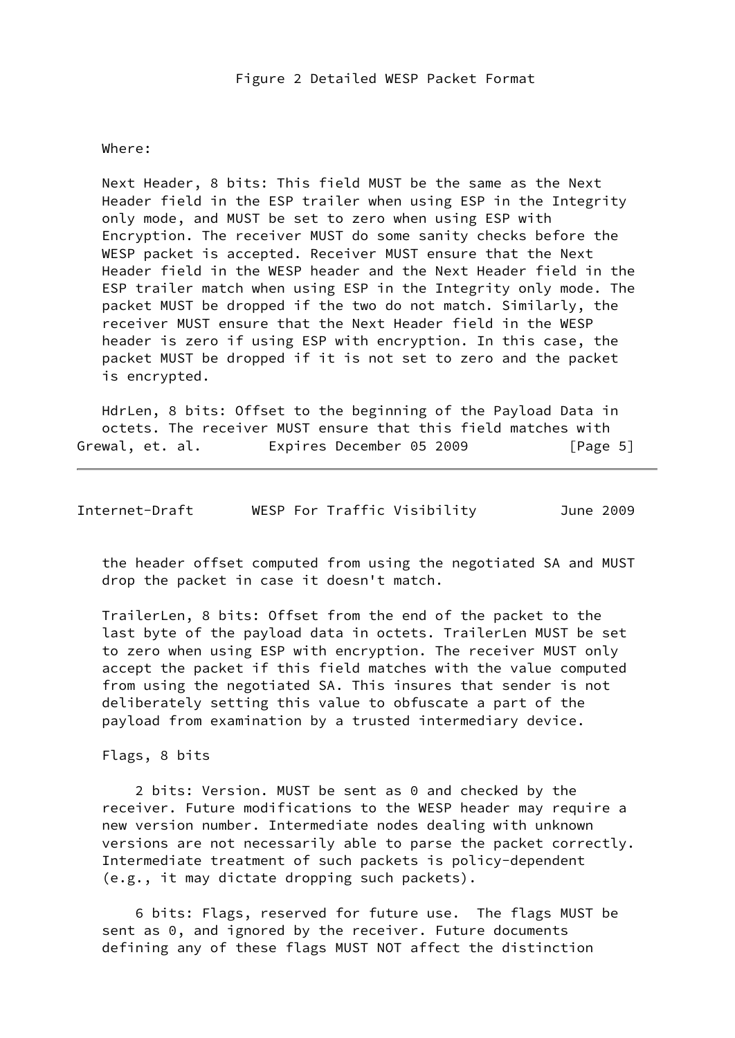Figure 2 Detailed WESP Packet Format

Where:

Next Header, 8 bits: This field MUST be the same as the Next Header field in the ESP trailer when using ESP in the Integrity only mode, and MUST be set to zero when using ESP with Encryption. The receiver MUST do some sanity checks before the WESP packet is accepted. Receiver MUST ensure that the Next Header field in the WESP header and the Next Header field in the ESP trailer match when using ESP in the Integrity only mode. The packet MUST be dropped if the two do not match. Similarly, the receiver MUST ensure that the Next Header field in the WESP header is zero if using ESP with encryption. In this case, the packet MUST be dropped if it is not set to zero and the packet is encrypted.

HdrLen, 8 bits: Offset to the beginning of the Payload Data in octets. The receiver MUST ensure that this field matches with the header offset computed from using the negotiated SA and MUST drop the packet in case it doesn't match.

TrailerLen, 8 bits: Offset from the end of the packet to the last byte of the payload data in octets. TrailerLen MUST be set to zero when using ESP with encryption. The receiver MUST only accept the packet if this field matches with the value computed from using the negotiated SA. This insures that sender is not deliberately setting this value to obfuscate a part of the payload from examination by a trusted intermediary device.

Flags, 8 bits

2 bits: Version. MUST be sent as 0 and checked by the receiver. Future modifications to the WESP header may require a new version number. Intermediate nodes dealing with unknown versions are not necessarily able to parse the packet correctly. Intermediate treatment of such packets is policy-dependent (e.g., it may dictate dropping such packets).

6 bits: Flags, reserved for future use. The flags MUST be sent as 0, and ignored by the receiver. Future documents defining any of these flags MUST NOT affect the distinction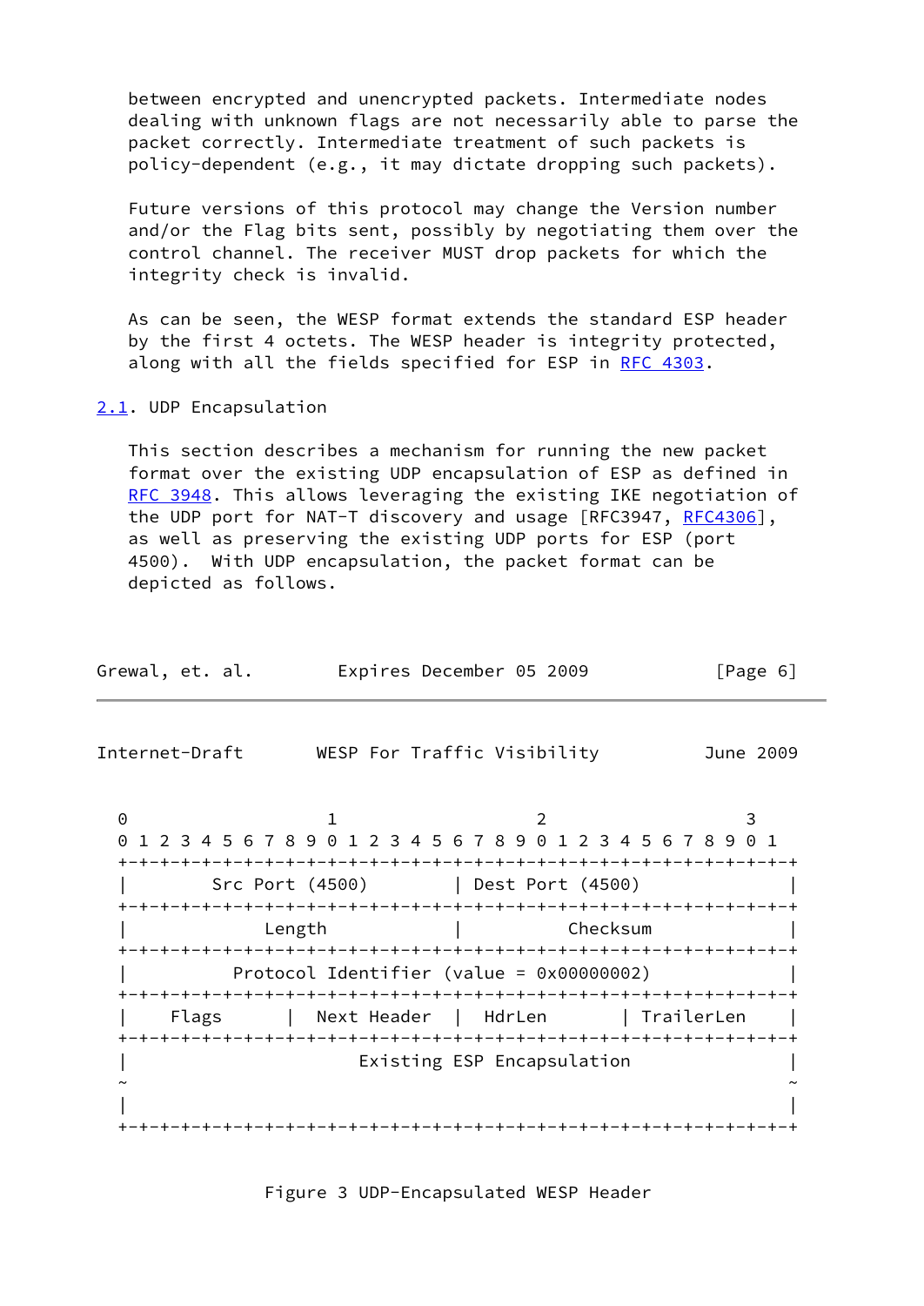between encrypted and unencrypted packets. Intermediate nodes dealing with unknown flags are not necessarily able to parse the packet correctly. Intermediate treatment of such packets is policy-dependent (e.g., it may dictate dropping such packets).

Future versions of this protocol may change the Version number and/or the Flag bits sent, possibly by negotiating them over the control channel. The receiver MUST drop packets for which the integrity check is invalid.

As can be seen, the WESP format extends the standard ESP header by the first 4 octets. The WESP header is integrity protected, along with all the fields specified for ESP in RFC 4303.

### 2.1. UDP Encapsulation

This section describes a mechanism for running the new packet format over the existing UDP encapsulation of ESP as defined in RFC 3948. This allows leveraging the existing IKE negotiation of the UDP port for NAT-T discovery and usage [RFC3947, RFC4306], as well as preserving the existing UDP ports for ESP (port 4500). With UDP encapsulation, the packet format can be depicted as follows.

```
 0                   1                   2                   3
 0 1 2 3 4 5 6 7 8 9 0 1 2 3 4 5 6 7 8 9 0 1 2 3 4 5 6 7 8 9 0 1
+-+-+-+-+-+-+-+-+-+-+-+-+-+-+-+-+-+-+-+-+-+-+-+-+-+-+-+-+-+-+-+-+
|        Src Port (4500)        | Dest Port (4500)              |
+-+-+-+-+-+-+-+-+-+-+-+-+-+-+-+-+-+-+-+-+-+-+-+-+-+-+-+-+-+-+-+-+
|             Length            |            Checksum           |
+-+-+-+-+-+-+-+-+-+-+-+-+-+-+-+-+-+-+-+-+-+-+-+-+-+-+-+-+-+-+-+-+
|          Protocol Identifier (value = 0x00000002)             |
+-+-+-+-+-+-+-+-+-+-+-+-+-+-+-+-+-+-+-+-+-+-+-+-+-+-+-+-+-+-+-+-+
|    Flags      |  Next Header  |   HdrLen      |  TrailerLen   |
+-+-+-+-+-+-+-+-+-+-+-+-+-+-+-+-+-+-+-+-+-+-+-+-+-+-+-+-+-+-+-+-+
|                   Existing ESP Encapsulation                  |
~                                                               ~
|                                                               |
+-+-+-+-+-+-+-+-+-+-+-+-+-+-+-+-+-+-+-+-+-+-+-+-+-+-+-+-+-+-+-+-+
```

Figure 3 UDP-Encapsulated WESP Header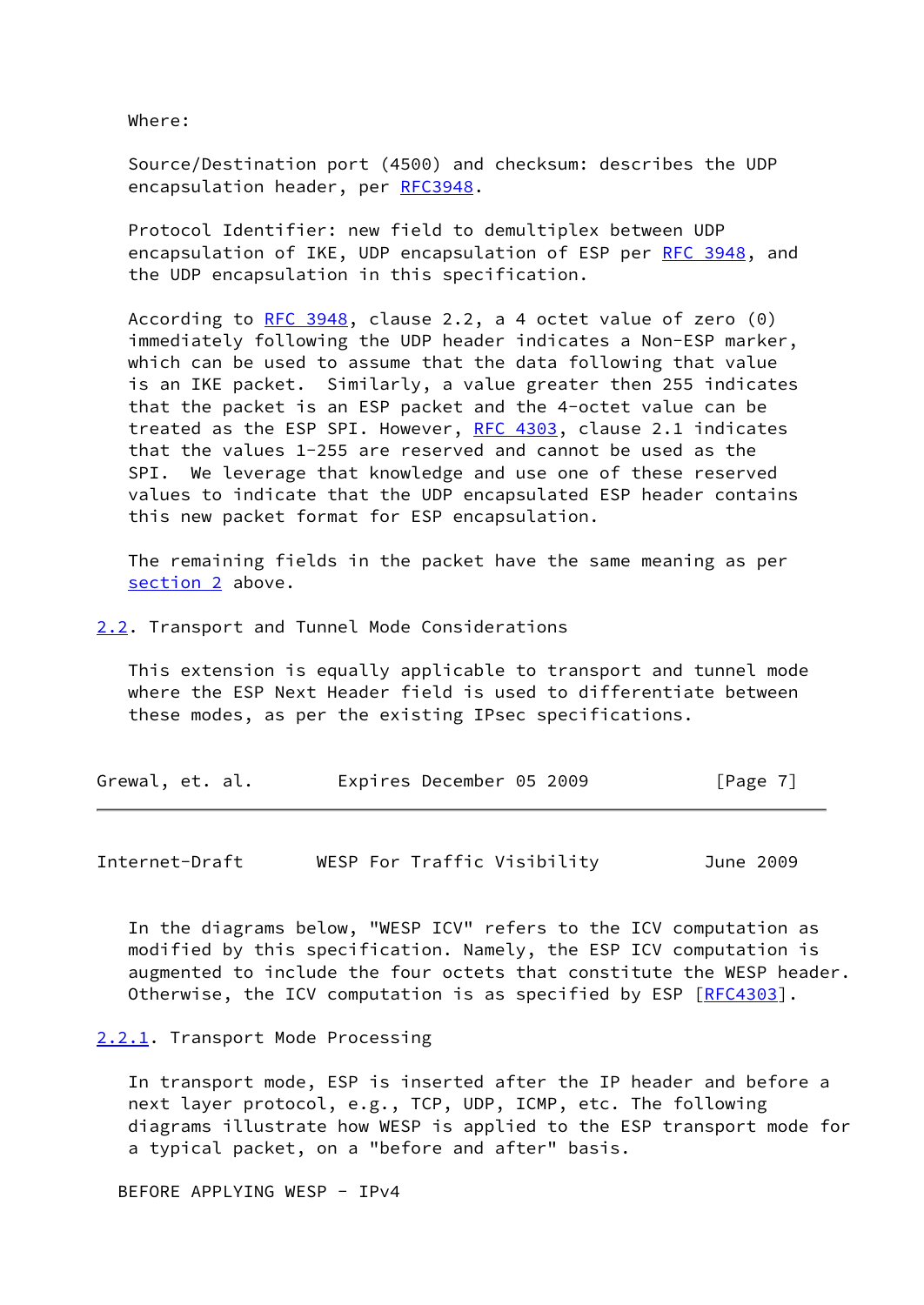Where:

Source/Destination port (4500) and checksum: describes the UDP encapsulation header, per RFC3948.

Protocol Identifier: new field to demultiplex between UDP encapsulation of IKE, UDP encapsulation of ESP per RFC 3948, and the UDP encapsulation in this specification.

According to RFC 3948, clause 2.2, a 4 octet value of zero (0) immediately following the UDP header indicates a Non-ESP marker, which can be used to assume that the data following that value is an IKE packet. Similarly, a value greater then 255 indicates that the packet is an ESP packet and the 4-octet value can be treated as the ESP SPI. However, RFC 4303, clause 2.1 indicates that the values 1-255 are reserved and cannot be used as the SPI. We leverage that knowledge and use one of these reserved values to indicate that the UDP encapsulated ESP header contains this new packet format for ESP encapsulation.

The remaining fields in the packet have the same meaning as per section 2 above.

## 2.2. Transport and Tunnel Mode Considerations

This extension is equally applicable to transport and tunnel mode where the ESP Next Header field is used to differentiate between these modes, as per the existing IPsec specifications.

In the diagrams below, "WESP ICV" refers to the ICV computation as modified by this specification. Namely, the ESP ICV computation is augmented to include the four octets that constitute the WESP header. Otherwise, the ICV computation is as specified by ESP [RFC4303].

### 2.2.1. Transport Mode Processing

In transport mode, ESP is inserted after the IP header and before a next layer protocol, e.g., TCP, UDP, ICMP, etc. The following diagrams illustrate how WESP is applied to the ESP transport mode for a typical packet, on a "before and after" basis.

BEFORE APPLYING WESP - IPv4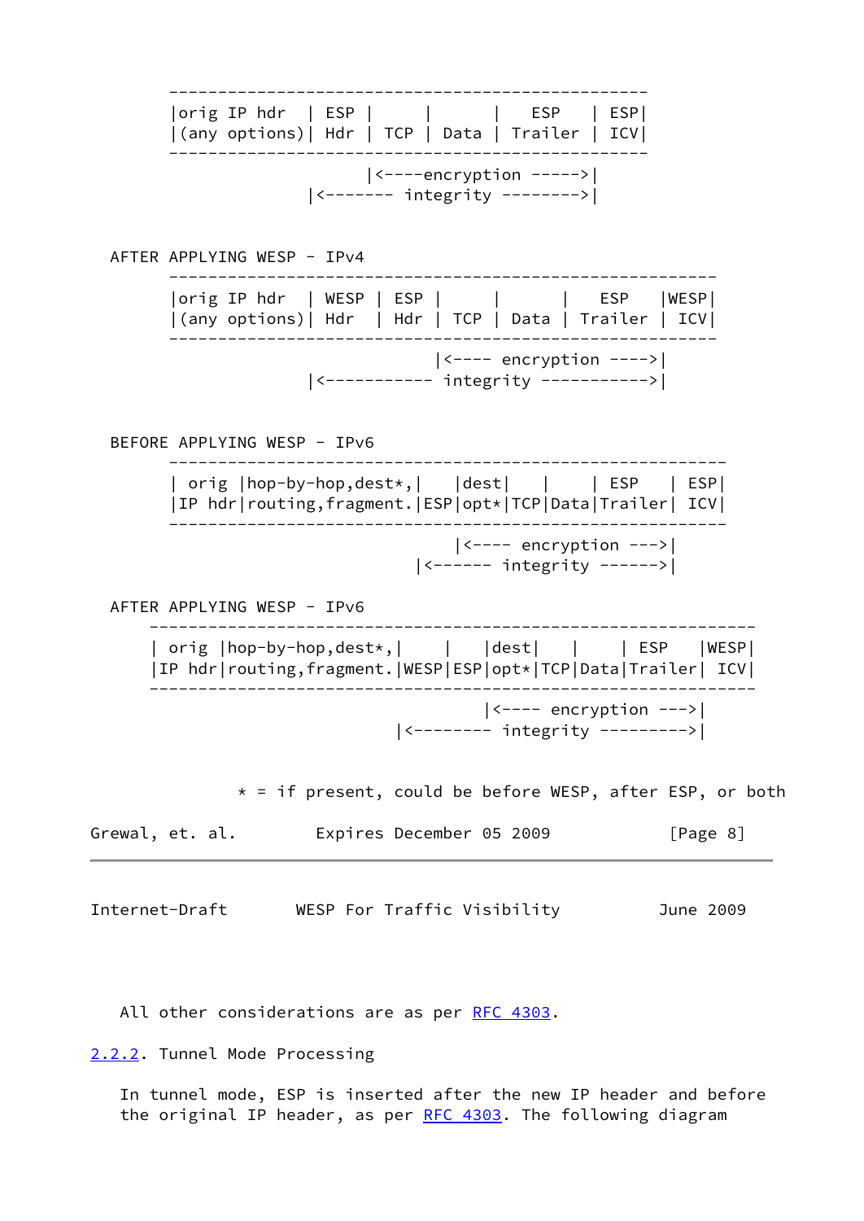```
        -------------------------------------------------
        |orig IP hdr  | ESP |     |      |   ESP   | ESP|
        |(any options)| Hdr | TCP | Data | Trailer | ICV|
        -------------------------------------------------
                            |<----encryption ----->|
                      |<------- integrity -------->|
```

```
  AFTER APPLYING WESP - IPv4
        --------------------------------------------------------
        |orig IP hdr  | WESP | ESP |     |      |   ESP   |WESP|
        |(any options)| Hdr  | Hdr | TCP | Data | Trailer | ICV|
        --------------------------------------------------------
                                   |<---- encryption ---->|
                      |<----------- integrity ----------->|
```

```
  BEFORE APPLYING WESP - IPv6
        ---------------------------------------------------------
        | orig |hop-by-hop,dest*,|   |dest|   |    | ESP   | ESP|
        |IP hdr|routing,fragment.|ESP|opt*|TCP|Data|Trailer| ICV|
        ---------------------------------------------------------
                                     |<---- encryption --->|
                                 |<------ integrity ------>|
```

```
  AFTER APPLYING WESP - IPv6
      -------------------------------------------------------------
      | orig |hop-by-hop,dest*,|    |   |dest|   |    | ESP   |WESP|
      |IP hdr|routing,fragment.|WESP|ESP|opt*|TCP|Data|Trailer| ICV|
      -------------------------------------------------------------
                                        |<---- encryption --->|
                                |<-------- integrity --------->|

               * = if present, could be before WESP, after ESP, or both
```

All other considerations are as per RFC 4303.

### 2.2.2. Tunnel Mode Processing

In tunnel mode, ESP is inserted after the new IP header and before the original IP header, as per RFC 4303. The following diagram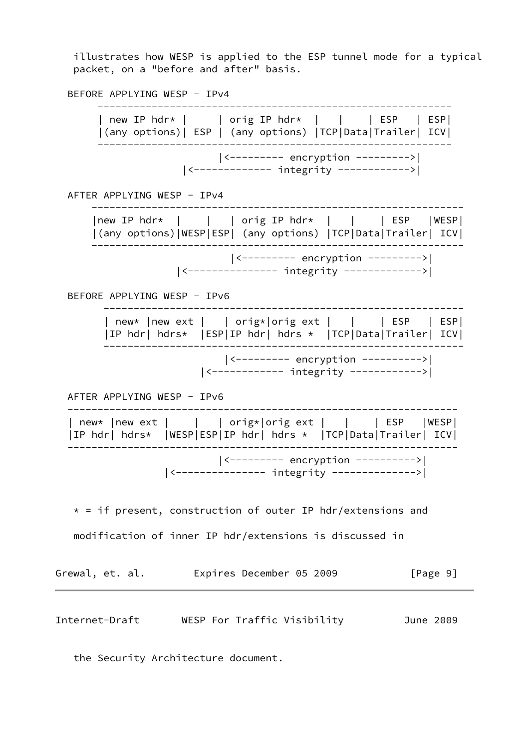illustrates how WESP is applied to the ESP tunnel mode for a typical packet, on a "before and after" basis.

```
  BEFORE APPLYING WESP - IPv4
       -----------------------------------------------------------
       | new IP hdr* |     | orig IP hdr*  |   |    | ESP   | ESP|
       |(any options)| ESP | (any options) |TCP|Data|Trailer| ICV|
       -----------------------------------------------------------
                           |<--------- encryption --------->|
                     |<------------- integrity ------------>|

  AFTER APPLYING WESP - IPv4
      -------------------------------------------------------------
      |new IP hdr*  |    |   | orig IP hdr*  |   |    | ESP   |WESP|
      |(any options)|WESP|ESP| (any options) |TCP|Data|Trailer| ICV|
      -------------------------------------------------------------
                             |<--------- encryption --------->|
                    |<--------------- integrity ------------->|

  BEFORE APPLYING WESP - IPv6
        -------------------------------------------------------------
        | new* |new ext |   | orig*|orig ext |   |    | ESP   | ESP|
        |IP hdr| hdrs*  |ESP|IP hdr| hdrs *  |TCP|Data|Trailer| ICV|
        -------------------------------------------------------------
                            |<--------- encryption ---------->|
                        |<------------ integrity ------------>|

  AFTER APPLYING WESP - IPv6
  ---------------------------------------------------------------
  | new* |new ext |    |   | orig*|orig ext |   |    | ESP   |WESP|
  |IP hdr| hdrs*  |WESP|ESP|IP hdr| hdrs *  |TCP|Data|Trailer| ICV|
  ---------------------------------------------------------------
                           |<--------- encryption ---------->|
                  |<--------------- integrity -------------->|
```

\* = if present, construction of outer IP hdr/extensions and

modification of inner IP hdr/extensions is discussed in

the Security Architecture document.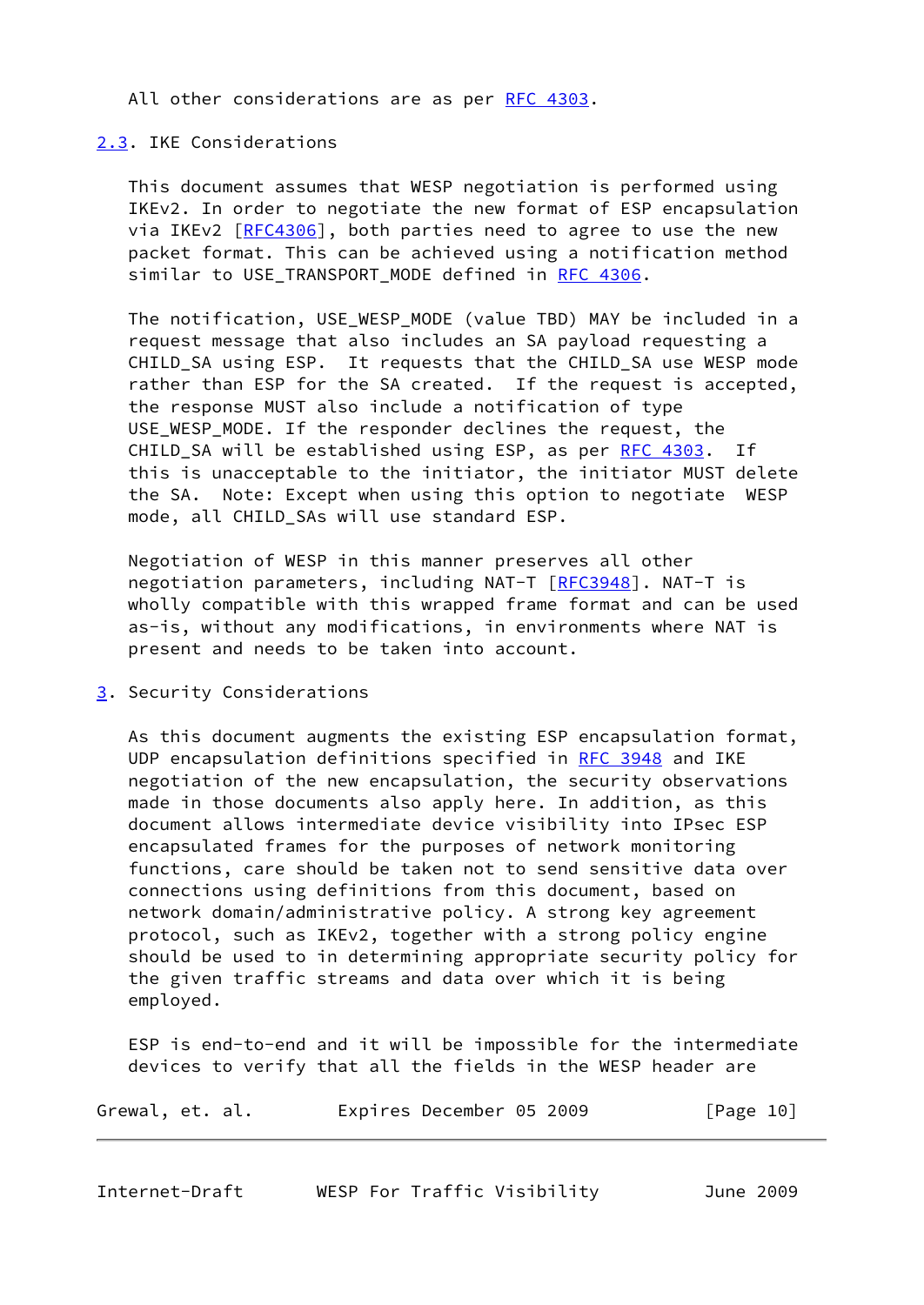All other considerations are as per RFC 4303.

## 2.3. IKE Considerations

This document assumes that WESP negotiation is performed using IKEv2. In order to negotiate the new format of ESP encapsulation via IKEv2 [RFC4306], both parties need to agree to use the new packet format. This can be achieved using a notification method similar to USE_TRANSPORT_MODE defined in RFC 4306.

The notification, USE_WESP_MODE (value TBD) MAY be included in a request message that also includes an SA payload requesting a CHILD_SA using ESP. It requests that the CHILD_SA use WESP mode rather than ESP for the SA created. If the request is accepted, the response MUST also include a notification of type USE_WESP_MODE. If the responder declines the request, the CHILD_SA will be established using ESP, as per RFC 4303. If this is unacceptable to the initiator, the initiator MUST delete the SA. Note: Except when using this option to negotiate WESP mode, all CHILD_SAs will use standard ESP.

Negotiation of WESP in this manner preserves all other negotiation parameters, including NAT-T [RFC3948]. NAT-T is wholly compatible with this wrapped frame format and can be used as-is, without any modifications, in environments where NAT is present and needs to be taken into account.

# 3. Security Considerations

As this document augments the existing ESP encapsulation format, UDP encapsulation definitions specified in RFC 3948 and IKE negotiation of the new encapsulation, the security observations made in those documents also apply here. In addition, as this document allows intermediate device visibility into IPsec ESP encapsulated frames for the purposes of network monitoring functions, care should be taken not to send sensitive data over connections using definitions from this document, based on network domain/administrative policy. A strong key agreement protocol, such as IKEv2, together with a strong policy engine should be used to in determining appropriate security policy for the given traffic streams and data over which it is being employed.

ESP is end-to-end and it will be impossible for the intermediate devices to verify that all the fields in the WESP header are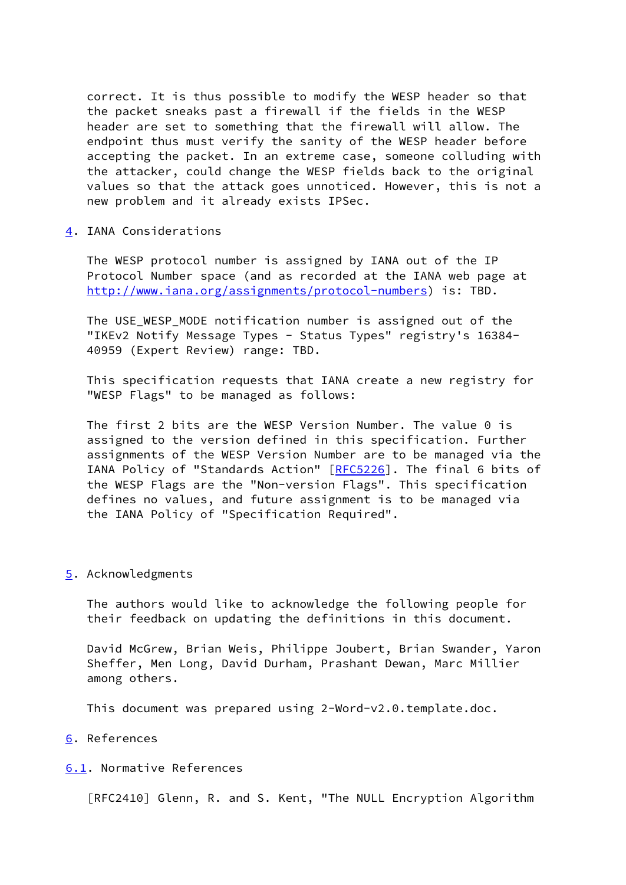correct. It is thus possible to modify the WESP header so that the packet sneaks past a firewall if the fields in the WESP header are set to something that the firewall will allow. The endpoint thus must verify the sanity of the WESP header before accepting the packet. In an extreme case, someone colluding with the attacker, could change the WESP fields back to the original values so that the attack goes unnoticed. However, this is not a new problem and it already exists IPSec.

## 4. IANA Considerations

The WESP protocol number is assigned by IANA out of the IP Protocol Number space (and as recorded at the IANA web page at http://www.iana.org/assignments/protocol-numbers) is: TBD.

The USE_WESP_MODE notification number is assigned out of the "IKEv2 Notify Message Types - Status Types" registry's 16384-40959 (Expert Review) range: TBD.

This specification requests that IANA create a new registry for "WESP Flags" to be managed as follows:

The first 2 bits are the WESP Version Number. The value 0 is assigned to the version defined in this specification. Further assignments of the WESP Version Number are to be managed via the IANA Policy of "Standards Action" [RFC5226]. The final 6 bits of the WESP Flags are the "Non-version Flags". This specification defines no values, and future assignment is to be managed via the IANA Policy of "Specification Required".

## 5. Acknowledgments

The authors would like to acknowledge the following people for their feedback on updating the definitions in this document.

David McGrew, Brian Weis, Philippe Joubert, Brian Swander, Yaron Sheffer, Men Long, David Durham, Prashant Dewan, Marc Millier among others.

This document was prepared using 2-Word-v2.0.template.doc.

## 6. References

### 6.1. Normative References

[RFC2410] Glenn, R. and S. Kent, "The NULL Encryption Algorithm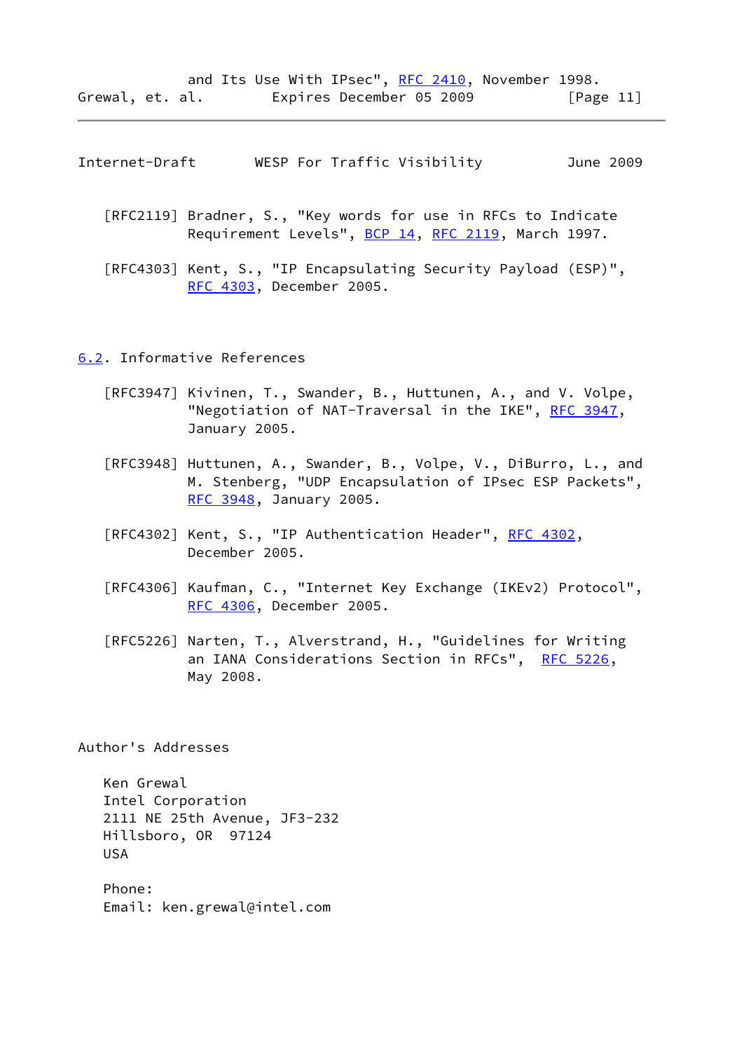and Its Use With IPsec", RFC 2410, November 1998.

[RFC2119] Bradner, S., "Key words for use in RFCs to Indicate Requirement Levels", BCP 14, RFC 2119, March 1997.

[RFC4303] Kent, S., "IP Encapsulating Security Payload (ESP)", RFC 4303, December 2005.

### 6.2. Informative References

[RFC3947] Kivinen, T., Swander, B., Huttunen, A., and V. Volpe, "Negotiation of NAT-Traversal in the IKE", RFC 3947, January 2005.

[RFC3948] Huttunen, A., Swander, B., Volpe, V., DiBurro, L., and M. Stenberg, "UDP Encapsulation of IPsec ESP Packets", RFC 3948, January 2005.

[RFC4302] Kent, S., "IP Authentication Header", RFC 4302, December 2005.

[RFC4306] Kaufman, C., "Internet Key Exchange (IKEv2) Protocol", RFC 4306, December 2005.

[RFC5226] Narten, T., Alverstrand, H., "Guidelines for Writing an IANA Considerations Section in RFCs", RFC 5226, May 2008.

## Author's Addresses

Ken Grewal
Intel Corporation
2111 NE 25th Avenue, JF3-232
Hillsboro, OR 97124
USA

Phone:
Email: ken.grewal@intel.com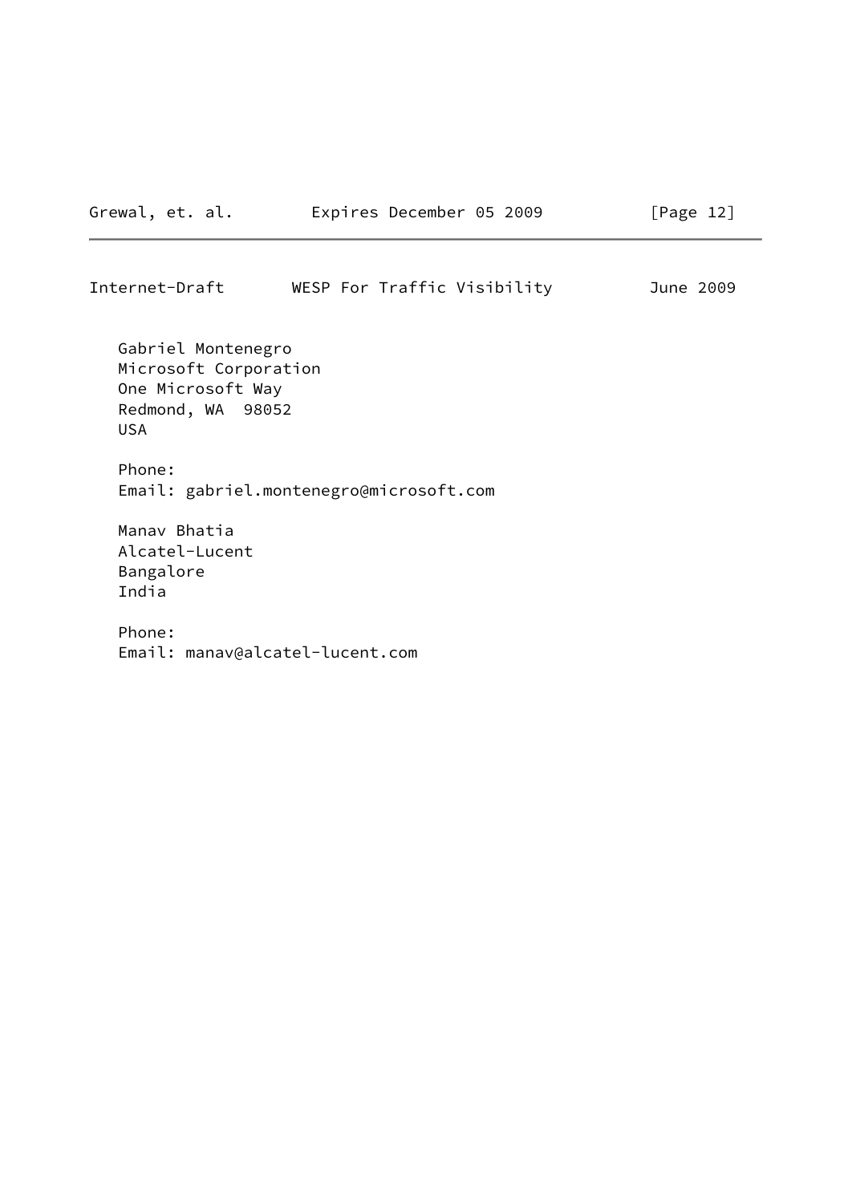Gabriel Montenegro
Microsoft Corporation
One Microsoft Way
Redmond, WA  98052
USA

Phone:
Email: gabriel.montenegro@microsoft.com

Manav Bhatia
Alcatel-Lucent
Bangalore
India

Phone:
Email: manav@alcatel-lucent.com